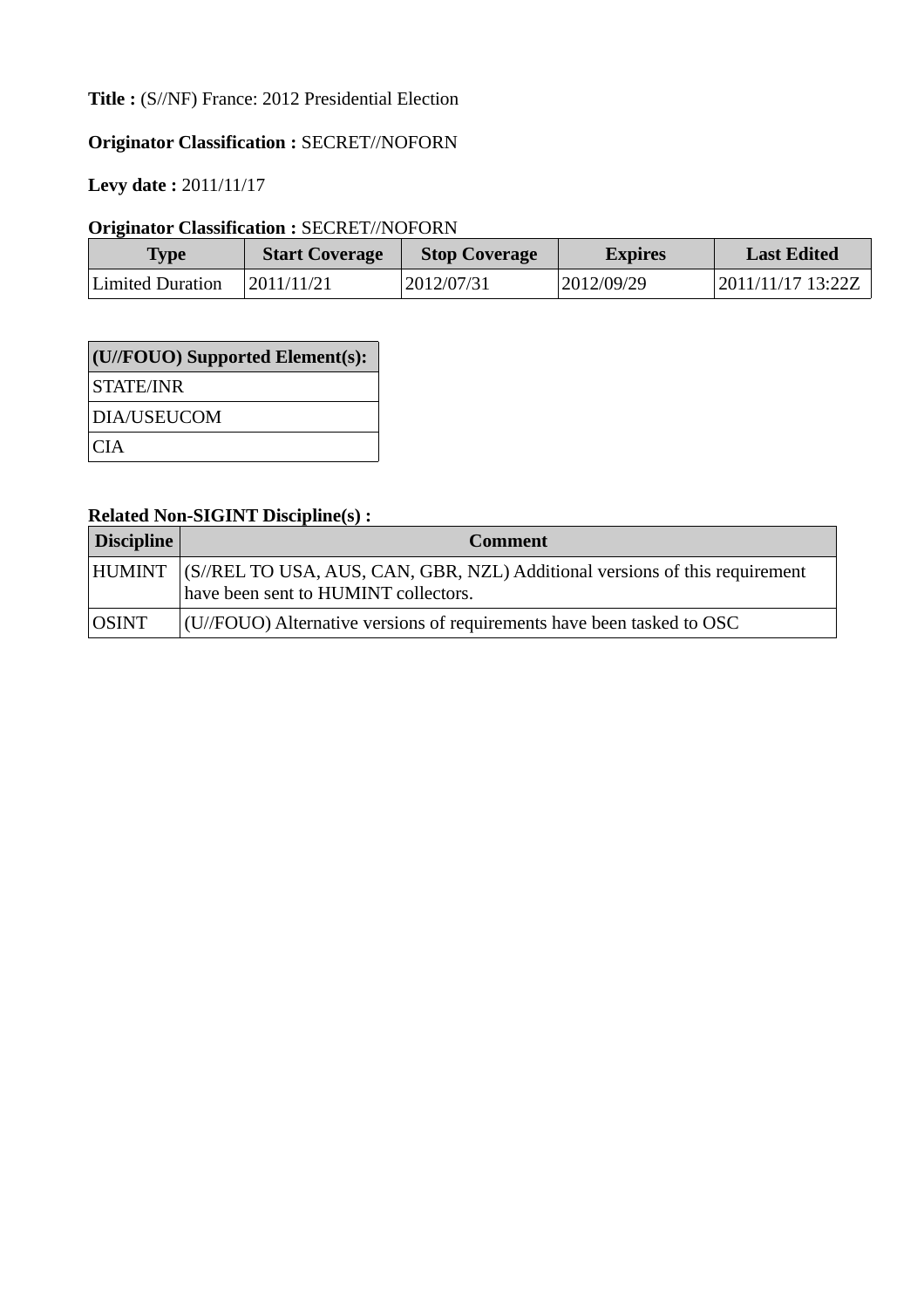**Title :** (S//NF) France: 2012 Presidential Election

**Originator Classification :** SECRET//NOFORN

**Levy date :** 2011/11/17

**Originator Classification :** SECRET//NOFORN

| Type | Start Coverage | Stop Coverage | Expires | Last Edited |
|---|---|---|---|---|
| Limited Duration | 2011/11/21 | 2012/07/31 | 2012/09/29 | 2011/11/17 13:22Z |

| (U//FOUO) Supported Element(s): |
|---|
| STATE/INR |
| DIA/USEUCOM |
| CIA |

**Related Non-SIGINT Discipline(s) :**

| Discipline | Comment |
|---|---|
| HUMINT | (S//REL TO USA, AUS, CAN, GBR, NZL) Additional versions of this requirement have been sent to HUMINT collectors. |
| OSINT | (U//FOUO) Alternative versions of requirements have been tasked to OSC |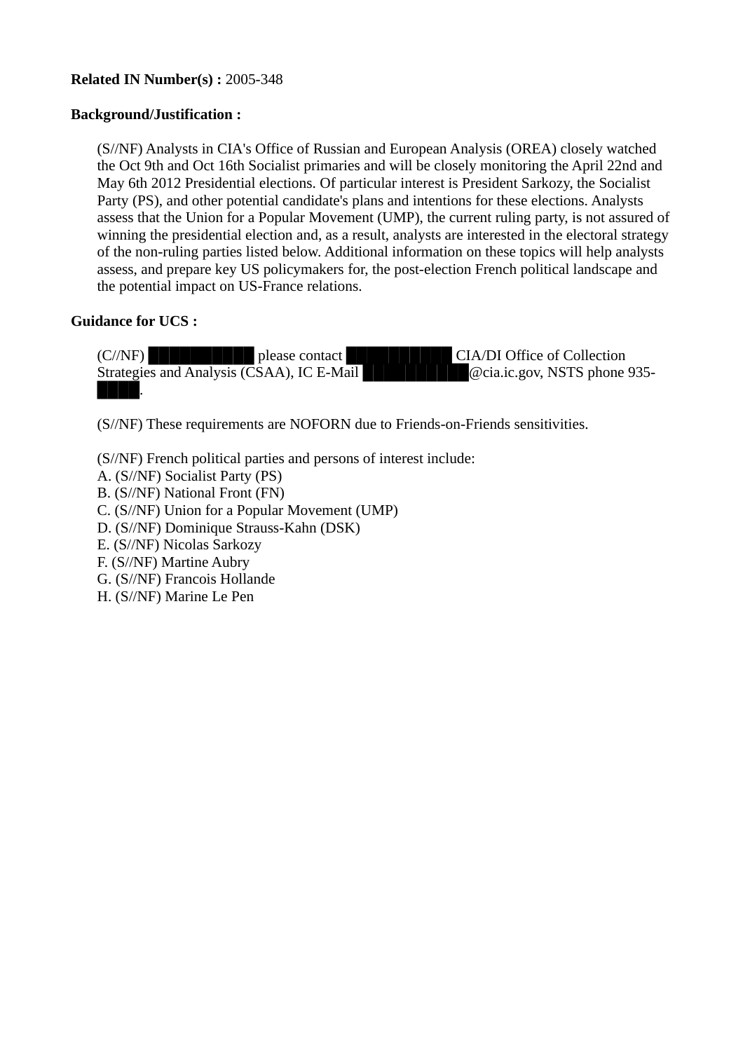**Related IN Number(s) :** 2005-348

**Background/Justification :**

> (S//NF) Analysts in CIA's Office of Russian and European Analysis (OREA) closely watched the Oct 9th and Oct 16th Socialist primaries and will be closely monitoring the April 22nd and May 6th 2012 Presidential elections. Of particular interest is President Sarkozy, the Socialist Party (PS), and other potential candidate's plans and intentions for these elections. Analysts assess that the Union for a Popular Movement (UMP), the current ruling party, is not assured of winning the presidential election and, as a result, analysts are interested in the electoral strategy of the non-ruling parties listed below. Additional information on these topics will help analysts assess, and prepare key US policymakers for, the post-election French political landscape and the potential impact on US-France relations.

**Guidance for UCS :**

> (C//NF) ██████████ please contact ██████████ CIA/DI Office of Collection Strategies and Analysis (CSAA), IC E-Mail ██████████@cia.ic.gov, NSTS phone 935-████.
>
> (S//NF) These requirements are NOFORN due to Friends-on-Friends sensitivities.
>
> (S//NF) French political parties and persons of interest include:
> A. (S//NF) Socialist Party (PS)
> B. (S//NF) National Front (FN)
> C. (S//NF) Union for a Popular Movement (UMP)
> D. (S//NF) Dominique Strauss-Kahn (DSK)
> E. (S//NF) Nicolas Sarkozy
> F. (S//NF) Martine Aubry
> G. (S//NF) Francois Hollande
> H. (S//NF) Marine Le Pen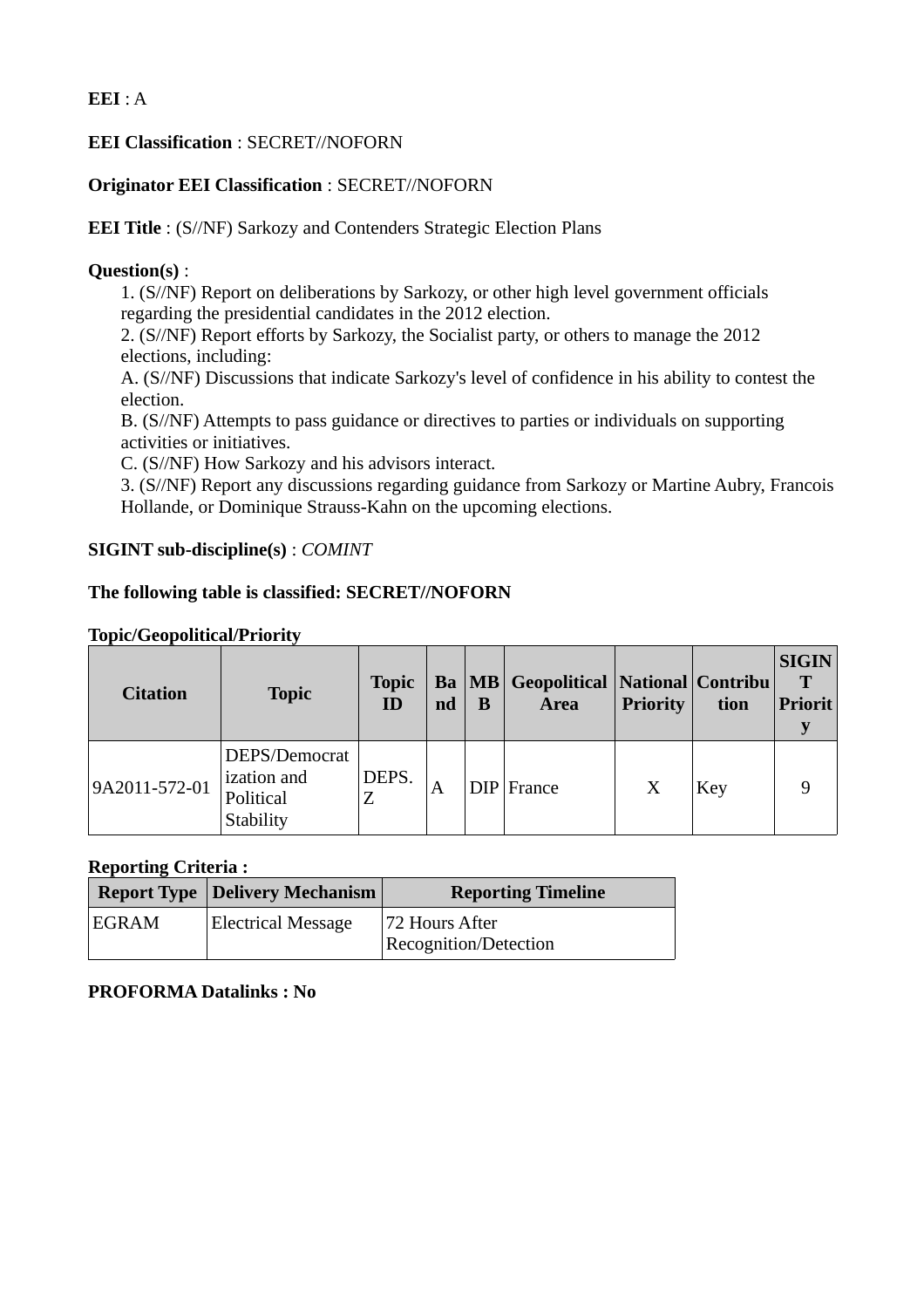**EEI** : A

**EEI Classification** : SECRET//NOFORN

**Originator EEI Classification** : SECRET//NOFORN

**EEI Title** : (S//NF) Sarkozy and Contenders Strategic Election Plans

**Question(s)** :

1. (S//NF) Report on deliberations by Sarkozy, or other high level government officials regarding the presidential candidates in the 2012 election.
2. (S//NF) Report efforts by Sarkozy, the Socialist party, or others to manage the 2012 elections, including:
A. (S//NF) Discussions that indicate Sarkozy's level of confidence in his ability to contest the election.
B. (S//NF) Attempts to pass guidance or directives to parties or individuals on supporting activities or initiatives.
C. (S//NF) How Sarkozy and his advisors interact.
3. (S//NF) Report any discussions regarding guidance from Sarkozy or Martine Aubry, Francois Hollande, or Dominique Strauss-Kahn on the upcoming elections.

**SIGINT sub-discipline(s)** : *COMINT*

**The following table is classified: SECRET//NOFORN**

**Topic/Geopolitical/Priority**

| Citation | Topic | Topic ID | Band | MBB | Geopolitical Area | National Priority | Contribution | SIGINT Priority |
|---|---|---|---|---|---|---|---|---|
| 9A2011-572-01 | DEPS/Democratization and Political Stability | DEPS.Z | A | DIP | France | X | Key | 9 |

**Reporting Criteria :**

| Report Type | Delivery Mechanism | Reporting Timeline |
|---|---|---|
| EGRAM | Electrical Message | 72 Hours After Recognition/Detection |

**PROFORMA Datalinks : No**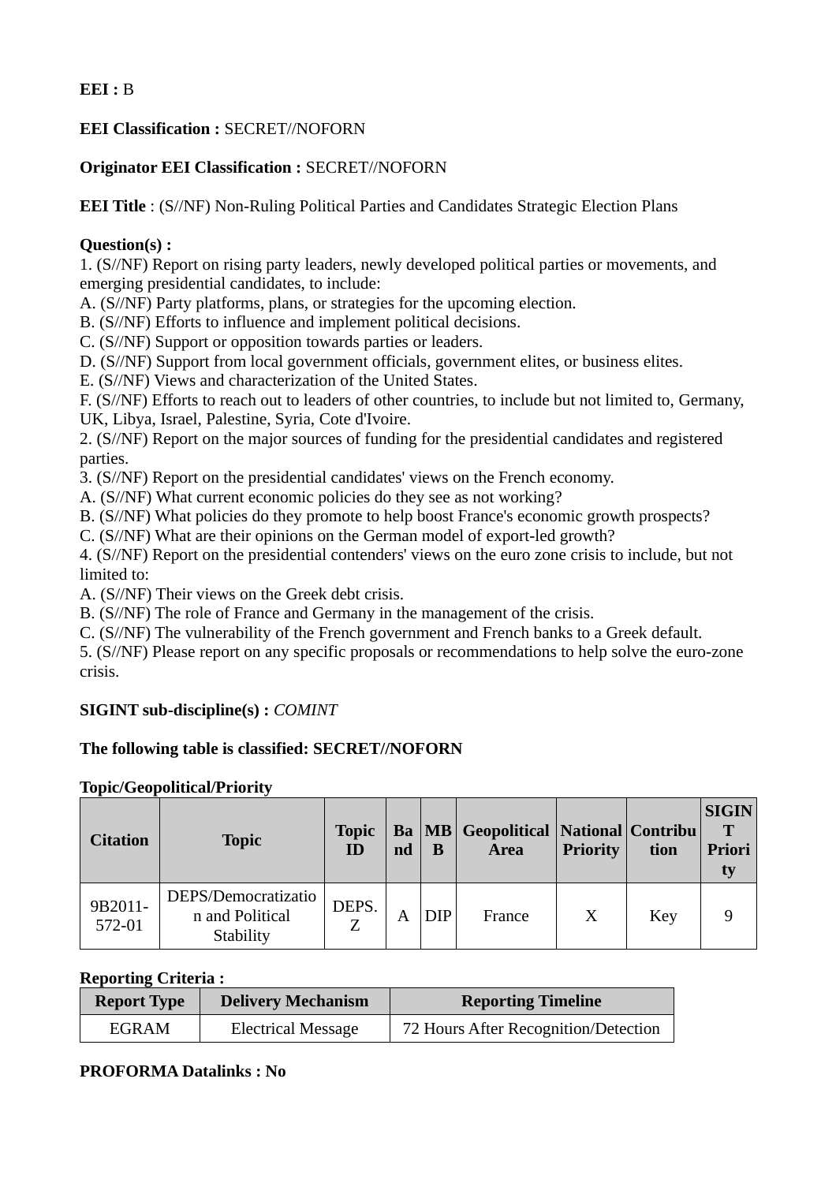**EEI :** B

**EEI Classification :** SECRET//NOFORN

**Originator EEI Classification :** SECRET//NOFORN

**EEI Title** : (S//NF) Non-Ruling Political Parties and Candidates Strategic Election Plans

**Question(s) :**

1. (S//NF) Report on rising party leaders, newly developed political parties or movements, and emerging presidential candidates, to include:
A. (S//NF) Party platforms, plans, or strategies for the upcoming election.
B. (S//NF) Efforts to influence and implement political decisions.
C. (S//NF) Support or opposition towards parties or leaders.
D. (S//NF) Support from local government officials, government elites, or business elites.
E. (S//NF) Views and characterization of the United States.
F. (S//NF) Efforts to reach out to leaders of other countries, to include but not limited to, Germany, UK, Libya, Israel, Palestine, Syria, Cote d'Ivoire.
2. (S//NF) Report on the major sources of funding for the presidential candidates and registered parties.
3. (S//NF) Report on the presidential candidates' views on the French economy.
A. (S//NF) What current economic policies do they see as not working?
B. (S//NF) What policies do they promote to help boost France's economic growth prospects?
C. (S//NF) What are their opinions on the German model of export-led growth?
4. (S//NF) Report on the presidential contenders' views on the euro zone crisis to include, but not limited to:
A. (S//NF) Their views on the Greek debt crisis.
B. (S//NF) The role of France and Germany in the management of the crisis.
C. (S//NF) The vulnerability of the French government and French banks to a Greek default.
5. (S//NF) Please report on any specific proposals or recommendations to help solve the euro-zone crisis.

**SIGINT sub-discipline(s) :** *COMINT*

**The following table is classified: SECRET//NOFORN**

**Topic/Geopolitical/Priority**

| Citation | Topic | Topic ID | Band | MBB | Geopolitical Area | National Priority | Contribution | SIGINT Priority |
|---|---|---|---|---|---|---|---|---|
| 9B2011-572-01 | DEPS/Democratization and Political Stability | DEPS.Z | A | DIP | France | X | Key | 9 |

**Reporting Criteria :**

| Report Type | Delivery Mechanism | Reporting Timeline |
|---|---|---|
| EGRAM | Electrical Message | 72 Hours After Recognition/Detection |

**PROFORMA Datalinks : No**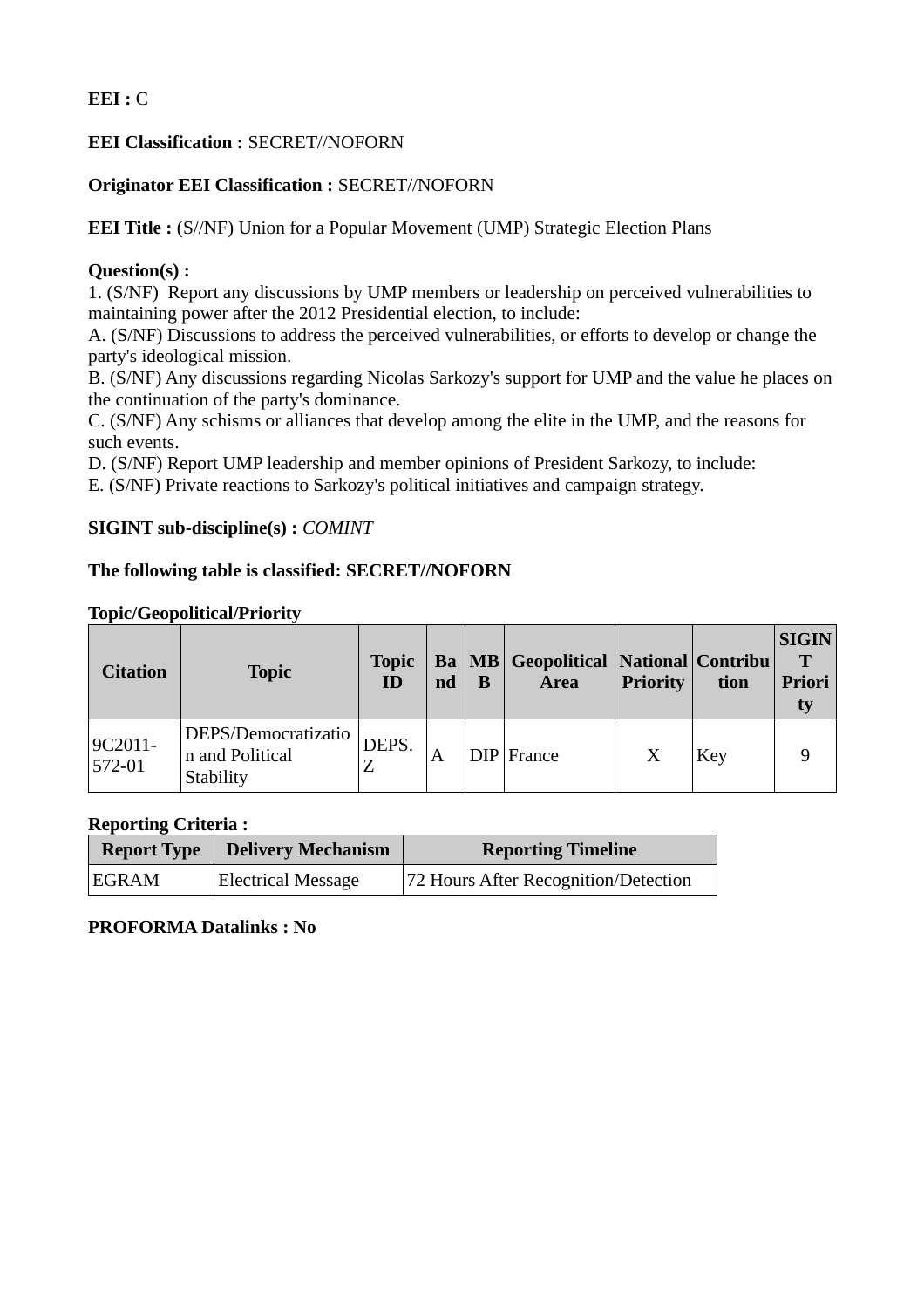**EEI :** C

**EEI Classification :** SECRET//NOFORN

**Originator EEI Classification :** SECRET//NOFORN

**EEI Title :** (S//NF) Union for a Popular Movement (UMP) Strategic Election Plans

**Question(s) :**
1. (S/NF) Report any discussions by UMP members or leadership on perceived vulnerabilities to maintaining power after the 2012 Presidential election, to include:
A. (S/NF) Discussions to address the perceived vulnerabilities, or efforts to develop or change the party's ideological mission.
B. (S/NF) Any discussions regarding Nicolas Sarkozy's support for UMP and the value he places on the continuation of the party's dominance.
C. (S/NF) Any schisms or alliances that develop among the elite in the UMP, and the reasons for such events.
D. (S/NF) Report UMP leadership and member opinions of President Sarkozy, to include:
E. (S/NF) Private reactions to Sarkozy's political initiatives and campaign strategy.

**SIGINT sub-discipline(s) :** *COMINT*

**The following table is classified: SECRET//NOFORN**

**Topic/Geopolitical/Priority**

| Citation | Topic | Topic ID | Band | MBB | Geopolitical Area | National Priority | Contribution | SIGINT Priority |
|---|---|---|---|---|---|---|---|---|
| 9C2011-572-01 | DEPS/Democratization and Political Stability | DEPS.Z | A | DIP | France | X | Key | 9 |

**Reporting Criteria :**

| Report Type | Delivery Mechanism | Reporting Timeline |
|---|---|---|
| EGRAM | Electrical Message | 72 Hours After Recognition/Detection |

**PROFORMA Datalinks : No**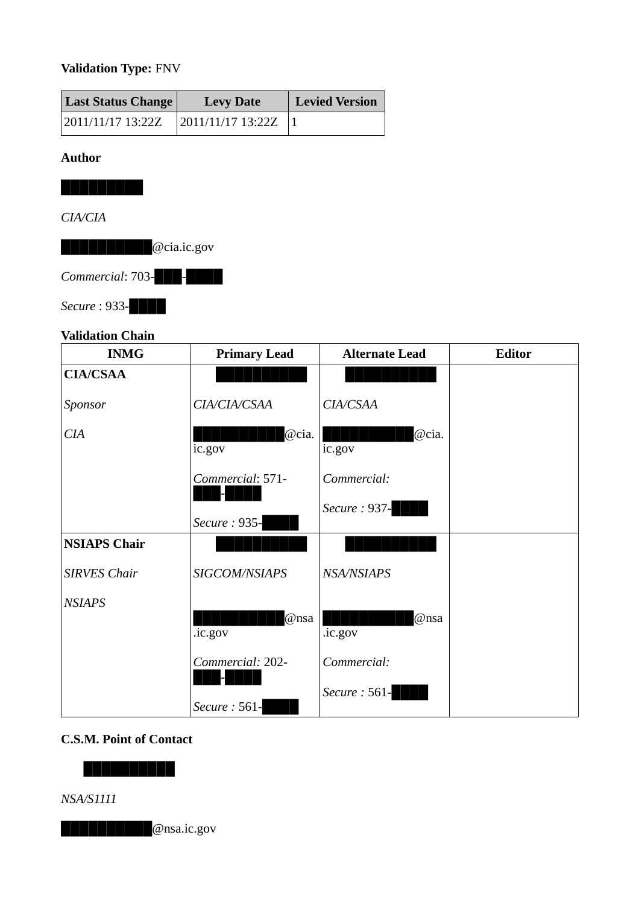**Validation Type:** FNV

| Last Status Change | Levy Date | Levied Version |
|---|---|---|
| 2011/11/17 13:22Z | 2011/11/17 13:22Z | 1 |

**Author**

██████████

*CIA/CIA*

██████████@cia.ic.gov

*Commercial*: 703-███-████

*Secure* : 933-████

**Validation Chain**

| INMG | Primary Lead | Alternate Lead | Editor |
|---|---|---|---|
| **CIA/CSAA**<br><br>*Sponsor*<br><br>*CIA* | ██████████<br><br>*CIA/CIA/CSAA*<br><br>██████████@cia.ic.gov<br><br>*Commercial*: 571-███-████<br><br>*Secure* : 935-████ | ██████████<br><br>*CIA/CSAA*<br><br>██████████@cia.ic.gov<br><br>*Commercial:*<br><br>*Secure* : 937-████ | |
| **NSIAPS Chair**<br><br>*SIRVES Chair*<br><br>*NSIAPS* | ██████████<br><br>*SIGCOM/NSIAPS*<br><br>██████████@nsa.ic.gov<br><br>*Commercial:* 202-███-████<br><br>*Secure* : 561-████ | ██████████<br><br>*NSA/NSIAPS*<br><br>██████████@nsa.ic.gov<br><br>*Commercial:*<br><br>*Secure* : 561-████ | |

**C.S.M. Point of Contact**

██████████

*NSA/S1111*

██████████@nsa.ic.gov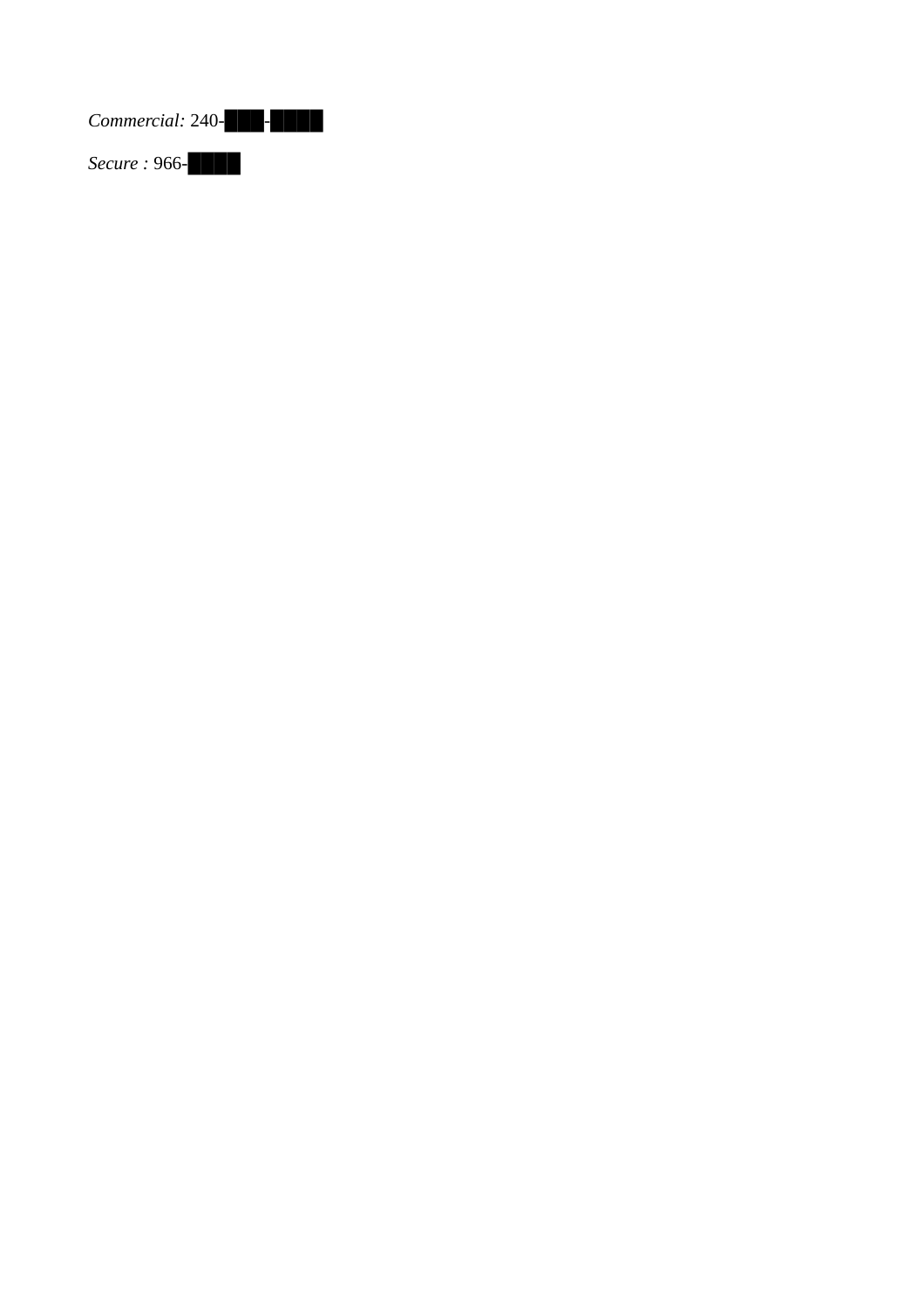*Commercial:* 240-███-████

*Secure :* 966-████